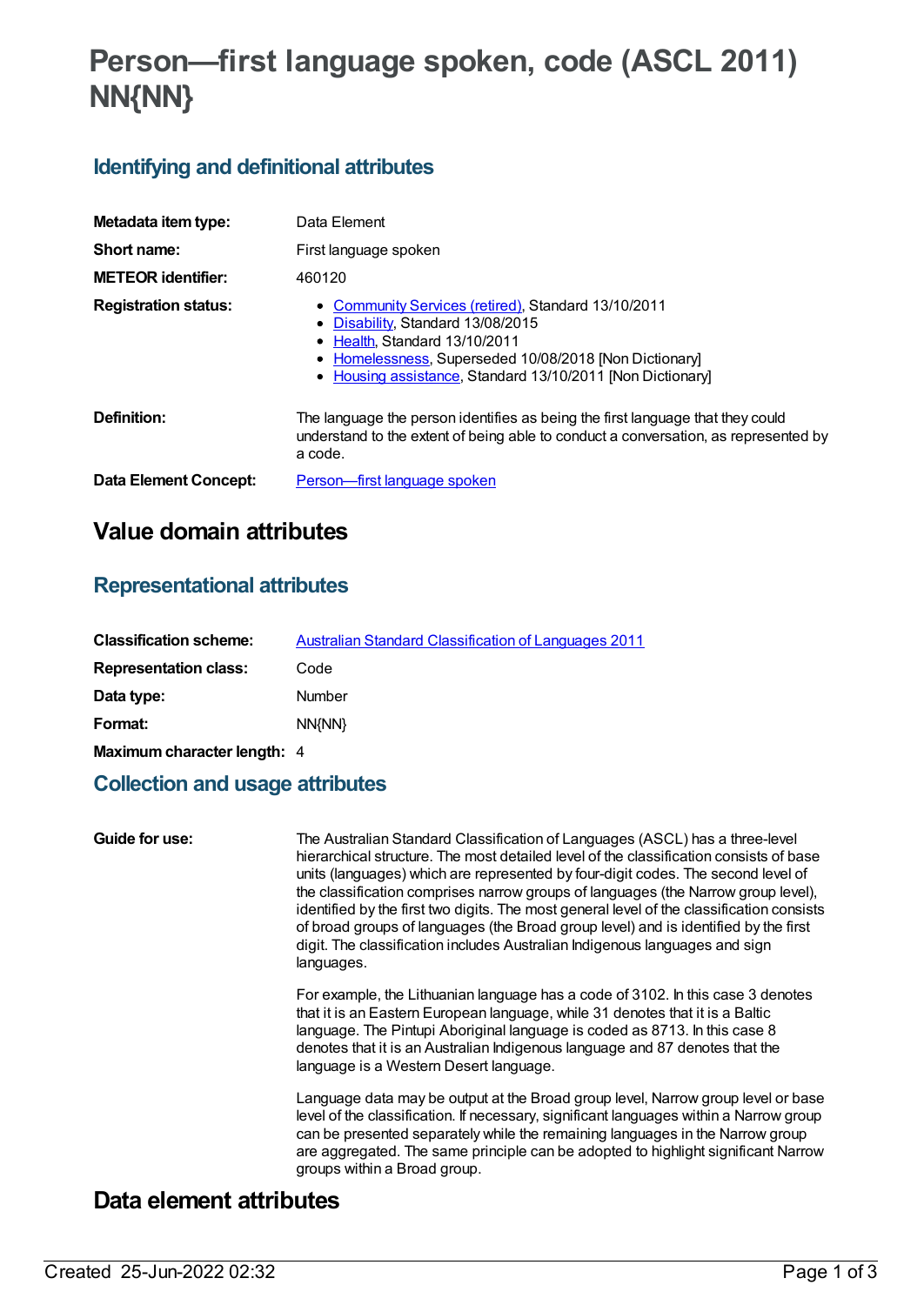# Person—first language spoken, code (ASCL 2011) NN{NN}

## Identifying and definitional attributes

| | |
|---|---|
| **Metadata item type:** | Data Element |
| **Short name:** | First language spoken |
| **METEOR identifier:** | 460120 |
| **Registration status:** | • Community Services (retired), Standard 13/10/2011<br>• Disability, Standard 13/08/2015<br>• Health, Standard 13/10/2011<br>• Homelessness, Superseded 10/08/2018 [Non Dictionary]<br>• Housing assistance, Standard 13/10/2011 [Non Dictionary] |
| **Definition:** | The language the person identifies as being the first language that they could understand to the extent of being able to conduct a conversation, as represented by a code. |
| **Data Element Concept:** | Person—first language spoken |

# Value domain attributes

## Representational attributes

| | |
|---|---|
| **Classification scheme:** | Australian Standard Classification of Languages 2011 |
| **Representation class:** | Code |
| **Data type:** | Number |
| **Format:** | NN{NN} |
| **Maximum character length:** | 4 |

## Collection and usage attributes

**Guide for use:**

The Australian Standard Classification of Languages (ASCL) has a three-level hierarchical structure. The most detailed level of the classification consists of base units (languages) which are represented by four-digit codes. The second level of the classification comprises narrow groups of languages (the Narrow group level), identified by the first two digits. The most general level of the classification consists of broad groups of languages (the Broad group level) and is identified by the first digit. The classification includes Australian Indigenous languages and sign languages.

For example, the Lithuanian language has a code of 3102. In this case 3 denotes that it is an Eastern European language, while 31 denotes that it is a Baltic language. The Pintupi Aboriginal language is coded as 8713. In this case 8 denotes that it is an Australian Indigenous language and 87 denotes that the language is a Western Desert language.

Language data may be output at the Broad group level, Narrow group level or base level of the classification. If necessary, significant languages within a Narrow group can be presented separately while the remaining languages in the Narrow group are aggregated. The same principle can be adopted to highlight significant Narrow groups within a Broad group.

# Data element attributes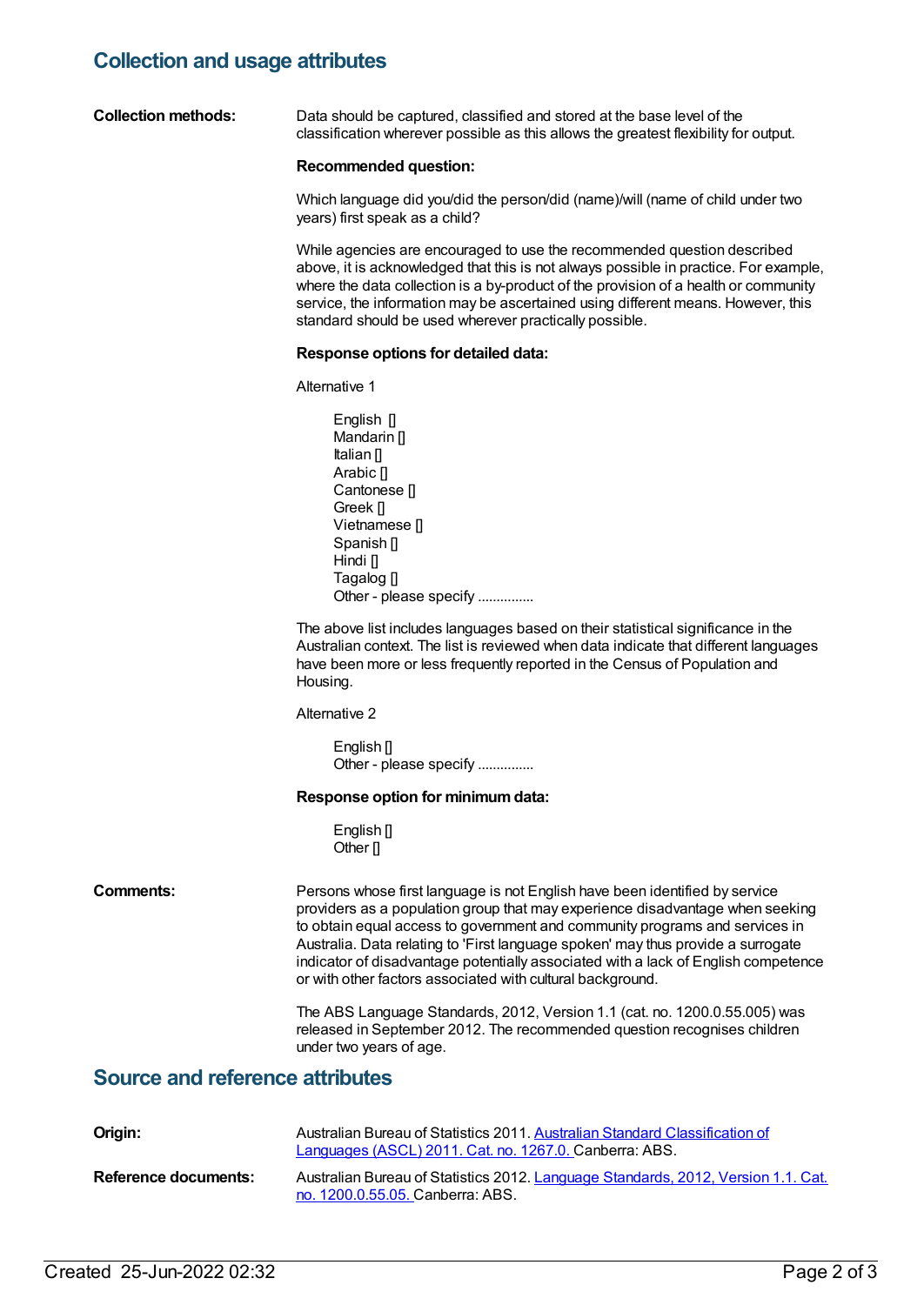## Collection and usage attributes

**Collection methods:** Data should be captured, classified and stored at the base level of the classification wherever possible as this allows the greatest flexibility for output.

**Recommended question:**

Which language did you/did the person/did (name)/will (name of child under two years) first speak as a child?

While agencies are encouraged to use the recommended question described above, it is acknowledged that this is not always possible in practice. For example, where the data collection is a by-product of the provision of a health or community service, the information may be ascertained using different means. However, this standard should be used wherever practically possible.

**Response options for detailed data:**

Alternative 1

English []
Mandarin []
Italian []
Arabic []
Cantonese []
Greek []
Vietnamese []
Spanish []
Hindi []
Tagalog []
Other - please specify ...............

The above list includes languages based on their statistical significance in the Australian context. The list is reviewed when data indicate that different languages have been more or less frequently reported in the Census of Population and Housing.

Alternative 2

English []
Other - please specify ...............

**Response option for minimum data:**

English []
Other []

**Comments:** Persons whose first language is not English have been identified by service providers as a population group that may experience disadvantage when seeking to obtain equal access to government and community programs and services in Australia. Data relating to 'First language spoken' may thus provide a surrogate indicator of disadvantage potentially associated with a lack of English competence or with other factors associated with cultural background.

The ABS Language Standards, 2012, Version 1.1 (cat. no. 1200.0.55.005) was released in September 2012. The recommended question recognises children under two years of age.

## Source and reference attributes

**Origin:** Australian Bureau of Statistics 2011. Australian Standard Classification of Languages (ASCL) 2011. Cat. no. 1267.0. Canberra: ABS.

**Reference documents:** Australian Bureau of Statistics 2012. Language Standards, 2012, Version 1.1. Cat. no. 1200.0.55.05. Canberra: ABS.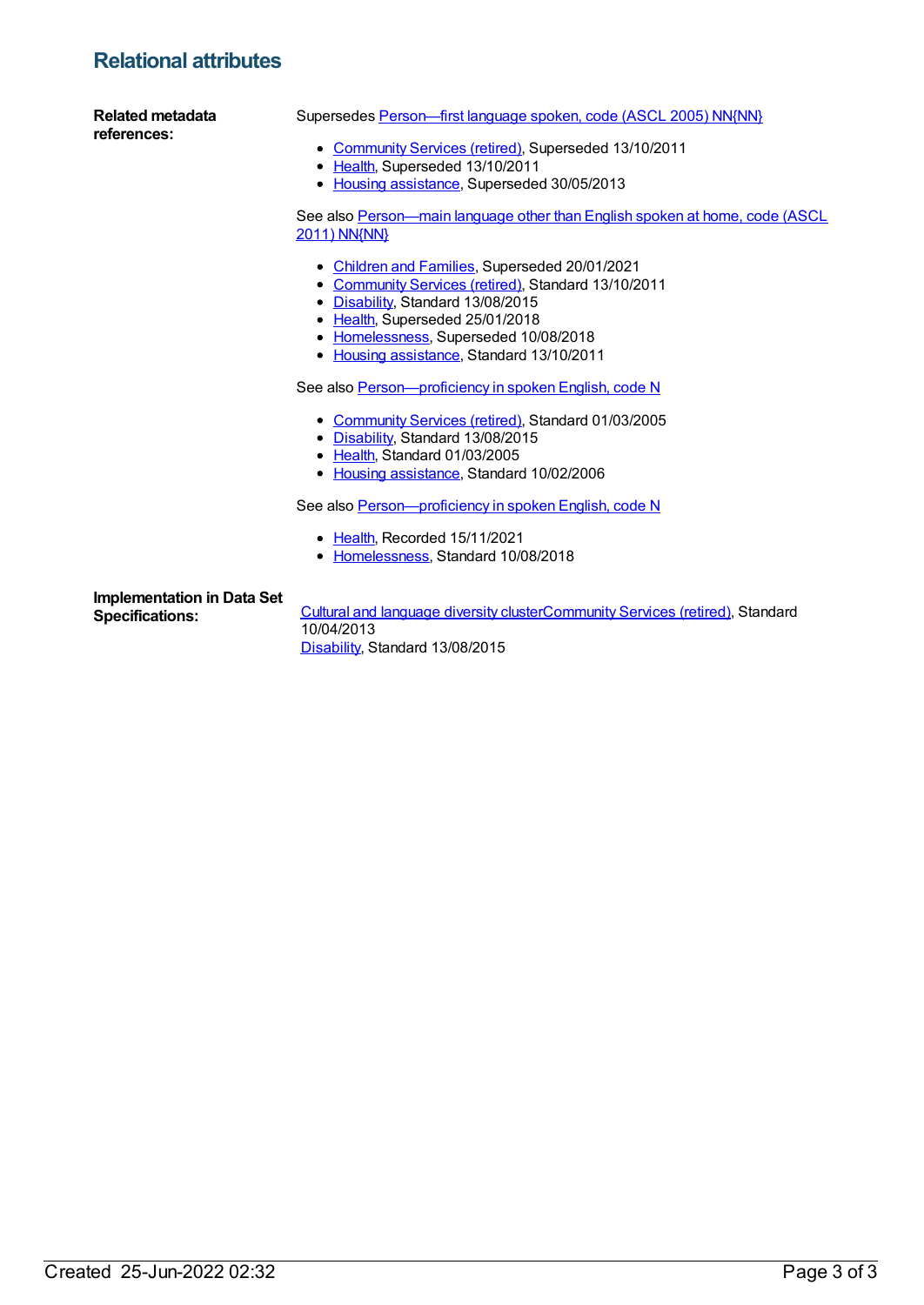## Relational attributes

**Related metadata references:**

Supersedes Person—first language spoken, code (ASCL 2005) NN{NN}

- Community Services (retired), Superseded 13/10/2011
- Health, Superseded 13/10/2011
- Housing assistance, Superseded 30/05/2013

See also Person—main language other than English spoken at home, code (ASCL 2011) NN{NN}

- Children and Families, Superseded 20/01/2021
- Community Services (retired), Standard 13/10/2011
- Disability, Standard 13/08/2015
- Health, Superseded 25/01/2018
- Homelessness, Superseded 10/08/2018
- Housing assistance, Standard 13/10/2011

See also Person—proficiency in spoken English, code N

- Community Services (retired), Standard 01/03/2005
- Disability, Standard 13/08/2015
- Health, Standard 01/03/2005
- Housing assistance, Standard 10/02/2006

See also Person—proficiency in spoken English, code N

- Health, Recorded 15/11/2021
- Homelessness, Standard 10/08/2018

**Implementation in Data Set Specifications:**

Cultural and language diversity clusterCommunity Services (retired), Standard 10/04/2013
Disability, Standard 13/08/2015